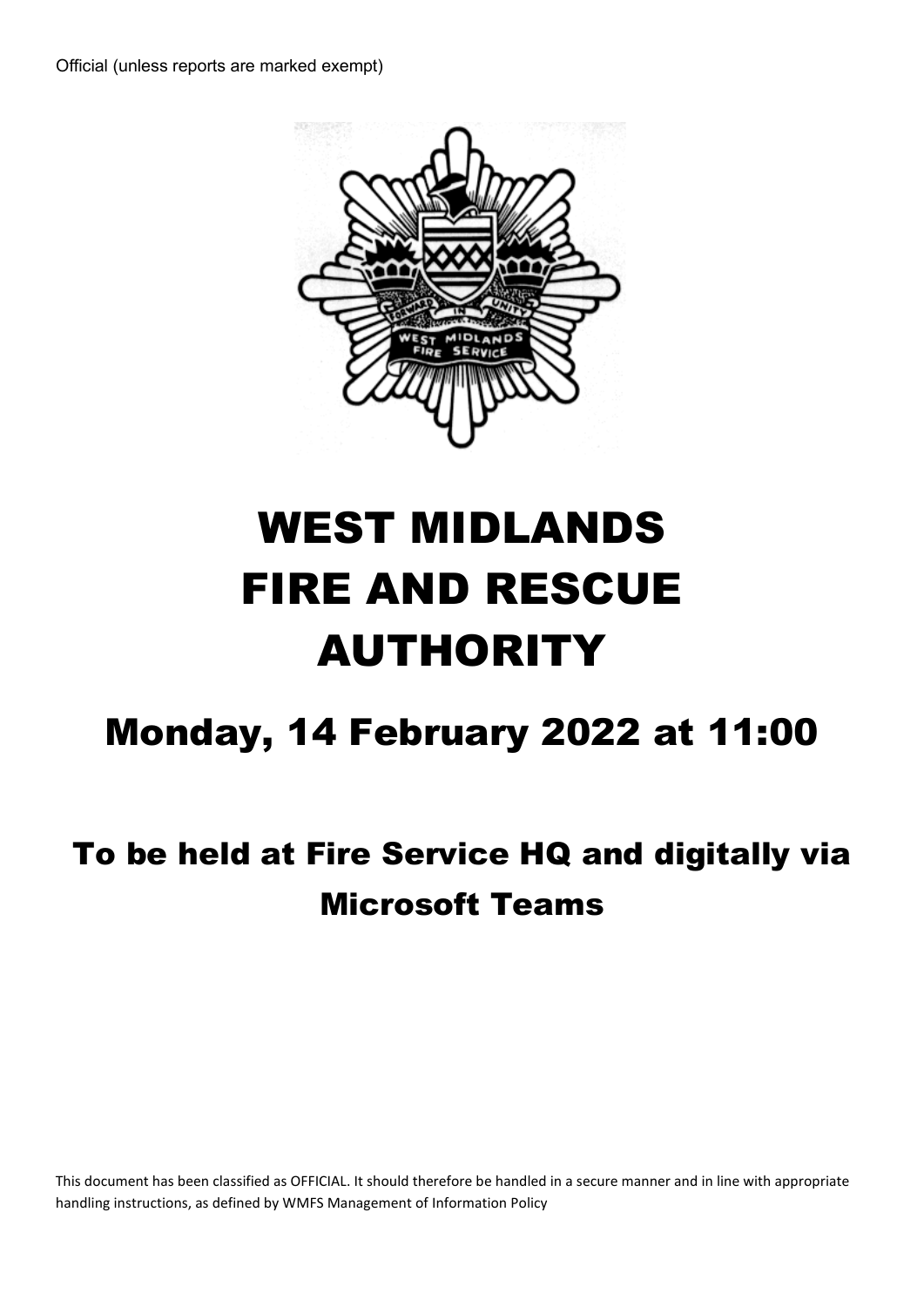Official (unless reports are marked exempt)

# WEST MIDLANDS FIRE AND RESCUE AUTHORITY

## Monday, 14 February 2022 at 11:00

### To be held at Fire Service HQ and digitally via Microsoft Teams

This document has been classified as OFFICIAL. It should therefore be handled in a secure manner and in line with appropriate handling instructions, as defined by WMFS Management of Information Policy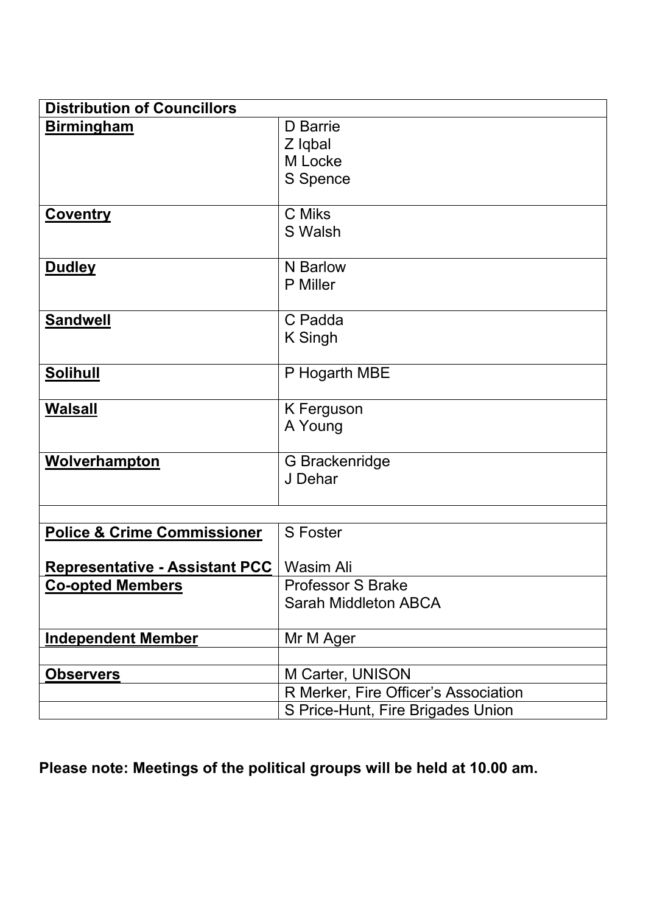| Distribution of Councillors | |
|---|---|
| **Birmingham** | D Barrie<br>Z Iqbal<br>M Locke<br>S Spence |
| **Coventry** | C Miks<br>S Walsh |
| **Dudley** | N Barlow<br>P Miller |
| **Sandwell** | C Padda<br>K Singh |
| **Solihull** | P Hogarth MBE |
| **Walsall** | K Ferguson<br>A Young |
| **Wolverhampton** | G Brackenridge<br>J Dehar |
| | |
| **Police & Crime Commissioner**<br><br>**Representative - Assistant PCC** | S Foster<br><br>Wasim Ali |
| **Co-opted Members** | Professor S Brake<br>Sarah Middleton ABCA |
| **Independent Member** | Mr M Ager |
| | |
| **Observers** | M Carter, UNISON |
| | R Merker, Fire Officer's Association |
| | S Price-Hunt, Fire Brigades Union |

**Please note: Meetings of the political groups will be held at 10.00 am.**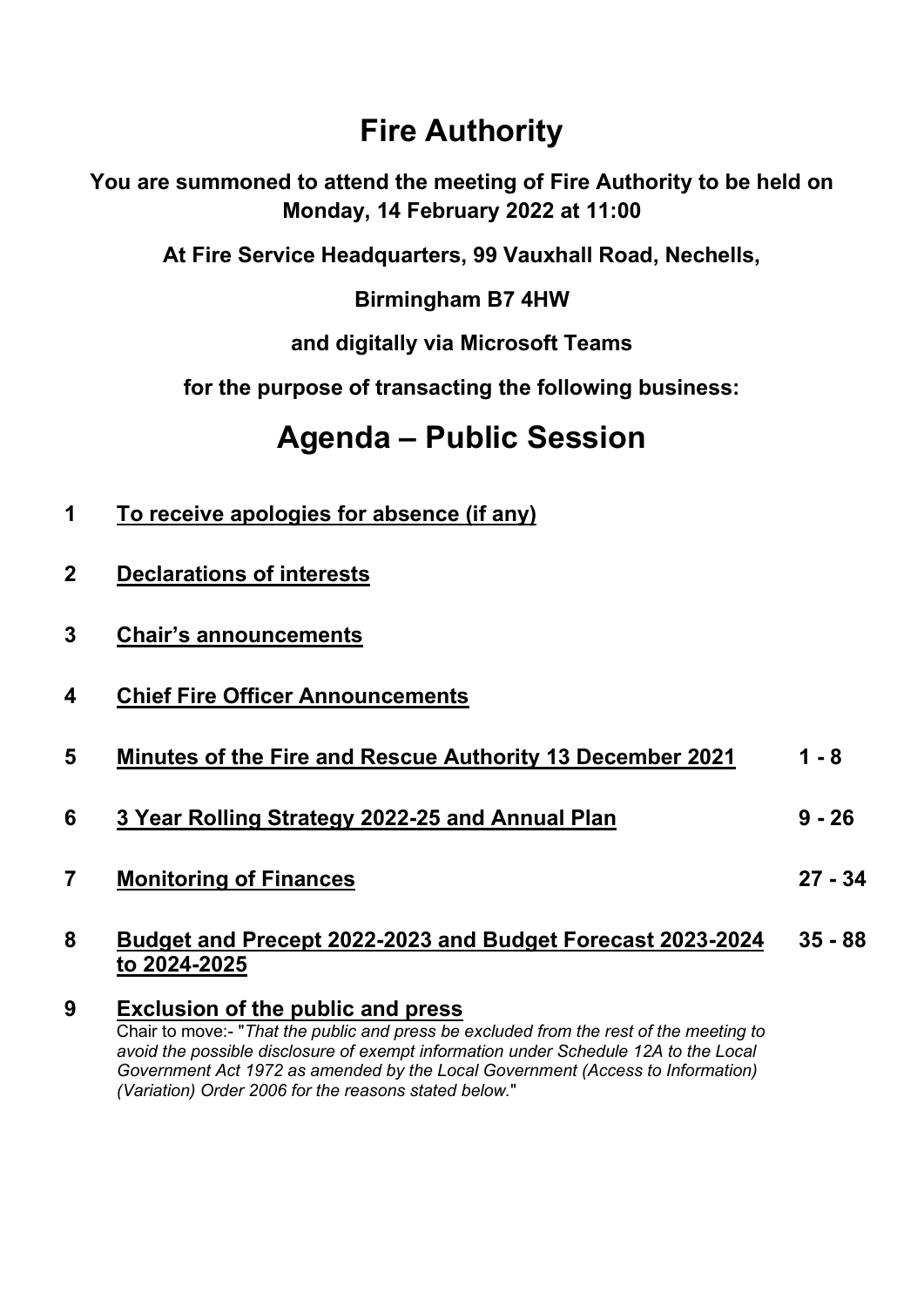# Fire Authority

**You are summoned to attend the meeting of Fire Authority to be held on Monday, 14 February 2022 at 11:00**

**At Fire Service Headquarters, 99 Vauxhall Road, Nechells,**

**Birmingham B7 4HW**

**and digitally via Microsoft Teams**

**for the purpose of transacting the following business:**

# Agenda – Public Session

| | | |
|---|---|---|
| **1** | **To receive apologies for absence (if any)** | |
| **2** | **Declarations of interests** | |
| **3** | **Chair's announcements** | |
| **4** | **Chief Fire Officer Announcements** | |
| **5** | **Minutes of the Fire and Rescue Authority 13 December 2021** | **1 - 8** |
| **6** | **3 Year Rolling Strategy 2022-25 and Annual Plan** | **9 - 26** |
| **7** | **Monitoring of Finances** | **27 - 34** |
| **8** | **Budget and Precept 2022-2023 and Budget Forecast 2023-2024 to 2024-2025** | **35 - 88** |
| **9** | **Exclusion of the public and press**<br>Chair to move:- "*That the public and press be excluded from the rest of the meeting to avoid the possible disclosure of exempt information under Schedule 12A to the Local Government Act 1972 as amended by the Local Government (Access to Information) (Variation) Order 2006 for the reasons stated below.*" | |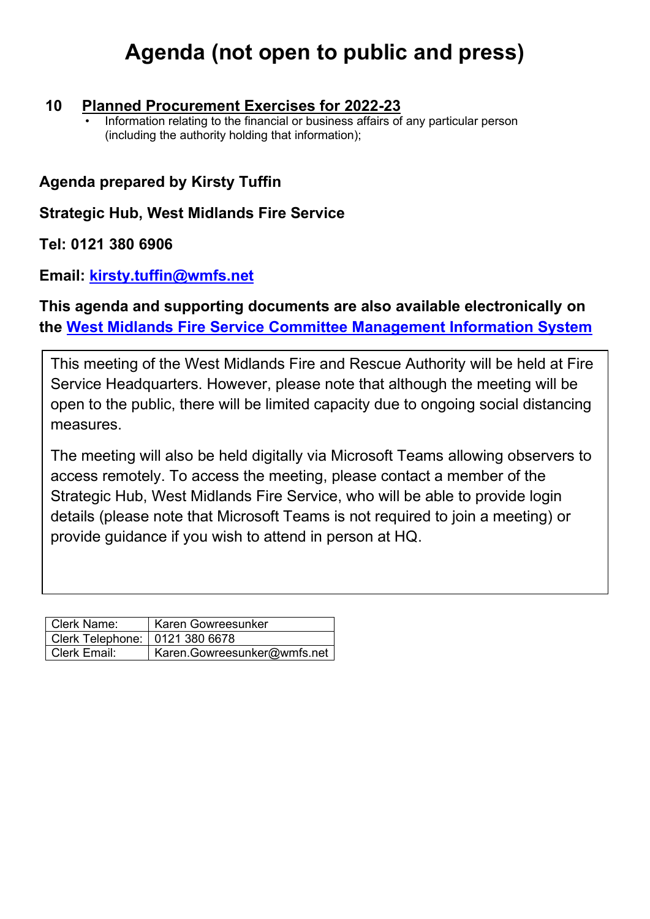# Agenda (not open to public and press)

**10 Planned Procurement Exercises for 2022-23**

- Information relating to the financial or business affairs of any particular person (including the authority holding that information);

**Agenda prepared by Kirsty Tuffin**

**Strategic Hub, West Midlands Fire Service**

**Tel: 0121 380 6906**

**Email: kirsty.tuffin@wmfs.net**

**This agenda and supporting documents are also available electronically on the West Midlands Fire Service Committee Management Information System**

This meeting of the West Midlands Fire and Rescue Authority will be held at Fire Service Headquarters. However, please note that although the meeting will be open to the public, there will be limited capacity due to ongoing social distancing measures.

The meeting will also be held digitally via Microsoft Teams allowing observers to access remotely. To access the meeting, please contact a member of the Strategic Hub, West Midlands Fire Service, who will be able to provide login details (please note that Microsoft Teams is not required to join a meeting) or provide guidance if you wish to attend in person at HQ.

| | |
|---|---|
| Clerk Name: | Karen Gowreesunker |
| Clerk Telephone: | 0121 380 6678 |
| Clerk Email: | Karen.Gowreesunker@wmfs.net |